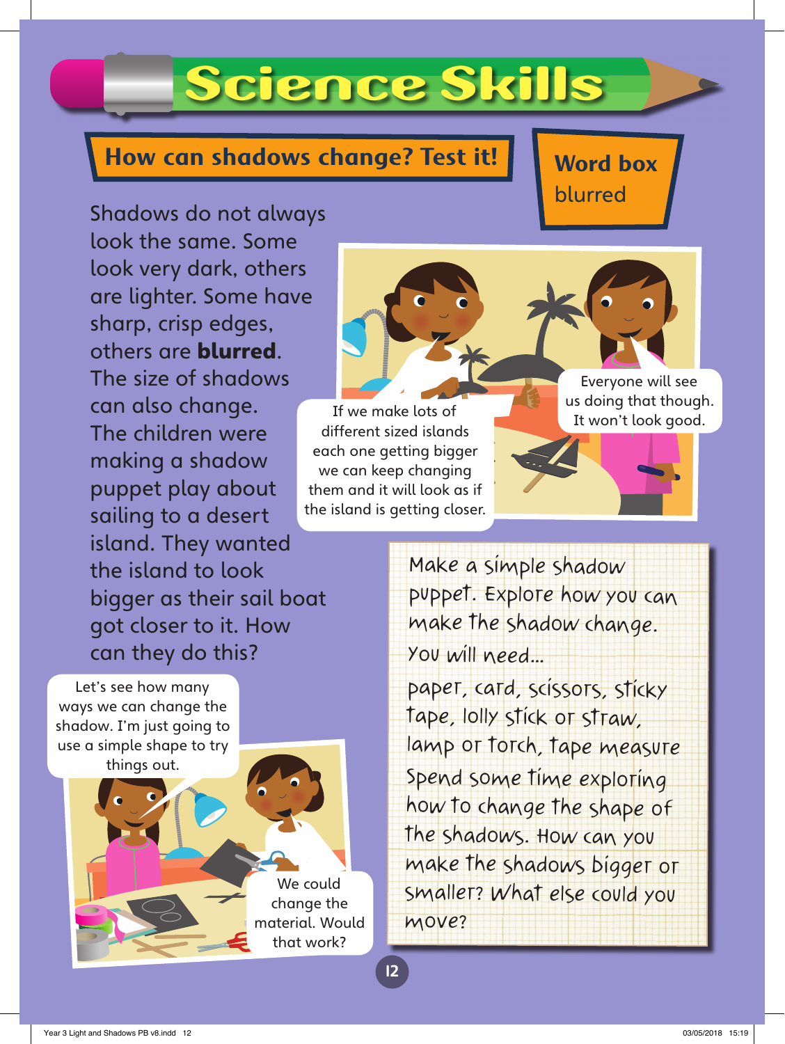# Science Skills

## How can shadows change? Test it!

**Word box**
blurred

Shadows do not always look the same. Some look very dark, others are lighter. Some have sharp, crisp edges, others are **blurred**. The size of shadows can also change. The children were making a shadow puppet play about sailing to a desert island. They wanted the island to look bigger as their sail boat got closer to it. How can they do this?

If we make lots of different sized islands each one getting bigger we can keep changing them and it will look as if the island is getting closer.

Everyone will see us doing that though. It won't look good.

Let's see how many ways we can change the shadow. I'm just going to use a simple shape to try things out.

We could change the material. Would that work?

Make a simple shadow puppet. Explore how you can make the shadow change.

You will need...

paper, card, scissors, sticky tape, lolly stick or straw, lamp or torch, tape measure

Spend some time exploring how to change the shape of the shadows. How can you make the shadows bigger or smaller? What else could you move?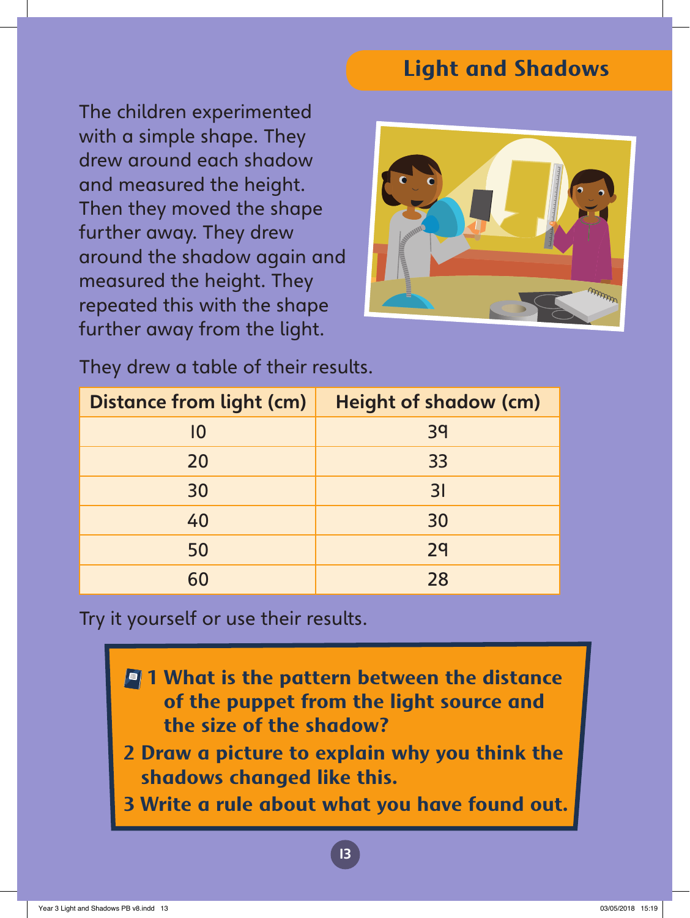## Light and Shadows

The children experimented with a simple shape. They drew around each shadow and measured the height. Then they moved the shape further away. They drew around the shadow again and measured the height. They repeated this with the shape further away from the light.

They drew a table of their results.

| Distance from light (cm) | Height of shadow (cm) |
|---|---|
| 10 | 39 |
| 20 | 33 |
| 30 | 31 |
| 40 | 30 |
| 50 | 29 |
| 60 | 28 |

Try it yourself or use their results.

**1 What is the pattern between the distance of the puppet from the light source and the size of the shadow?**

**2 Draw a picture to explain why you think the shadows changed like this.**

**3 Write a rule about what you have found out.**